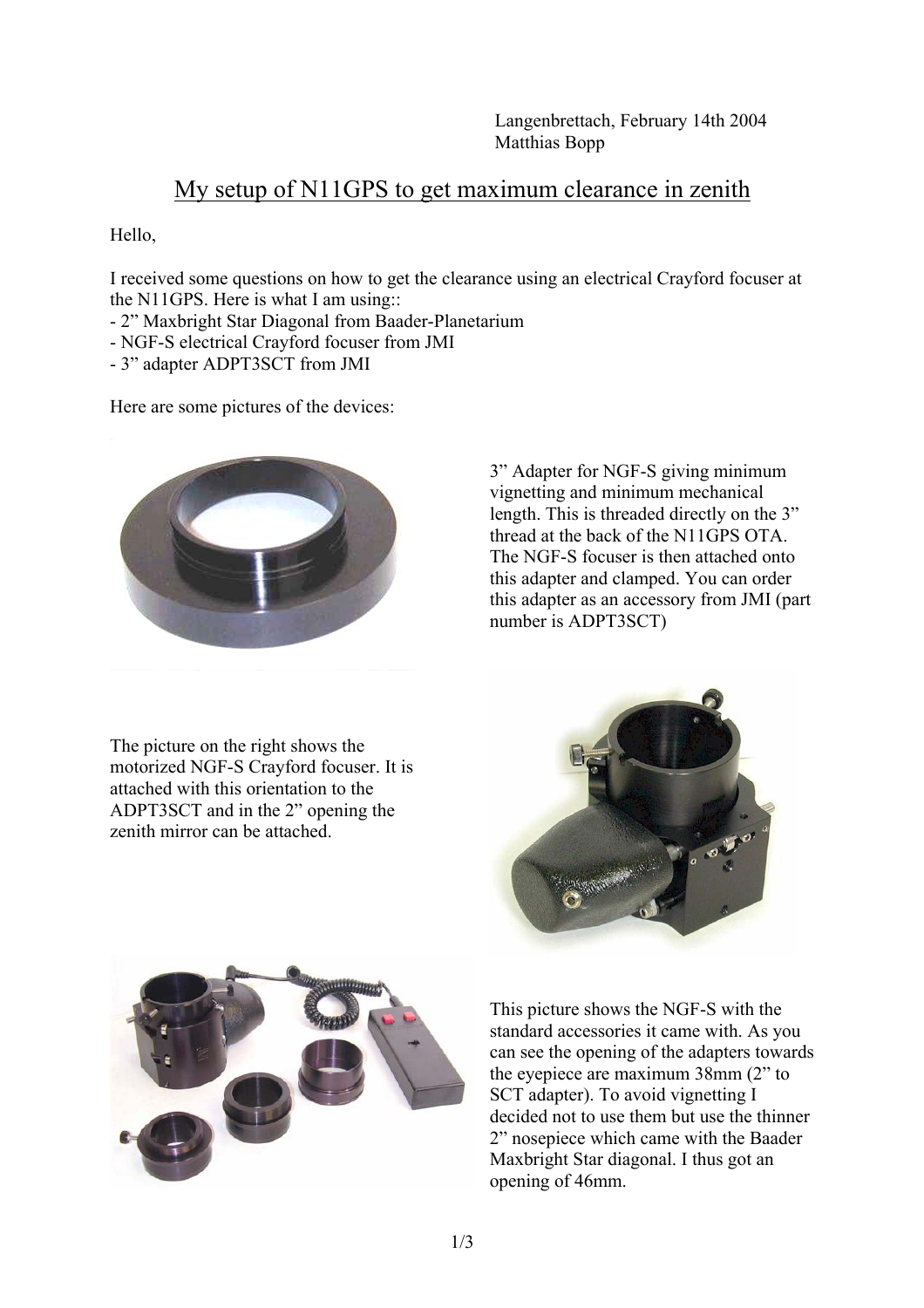Langenbrettach, February 14th 2004
Matthias Bopp

# My setup of N11GPS to get maximum clearance in zenith

Hello,

I received some questions on how to get the clearance using an electrical Crayford focuser at the N11GPS. Here is what I am using::

- 2" Maxbright Star Diagonal from Baader-Planetarium
- NGF-S electrical Crayford focuser from JMI
- 3" adapter ADPT3SCT from JMI

Here are some pictures of the devices:

3" Adapter for NGF-S giving minimum vignetting and minimum mechanical length. This is threaded directly on the 3" thread at the back of the N11GPS OTA. The NGF-S focuser is then attached onto this adapter and clamped. You can order this adapter as an accessory from JMI (part number is ADPT3SCT)

The picture on the right shows the motorized NGF-S Crayford focuser. It is attached with this orientation to the ADPT3SCT and in the 2" opening the zenith mirror can be attached.

This picture shows the NGF-S with the standard accessories it came with. As you can see the opening of the adapters towards the eyepiece are maximum 38mm (2" to SCT adapter). To avoid vignetting I decided not to use them but use the thinner 2" nosepiece which came with the Baader Maxbright Star diagonal. I thus got an opening of 46mm.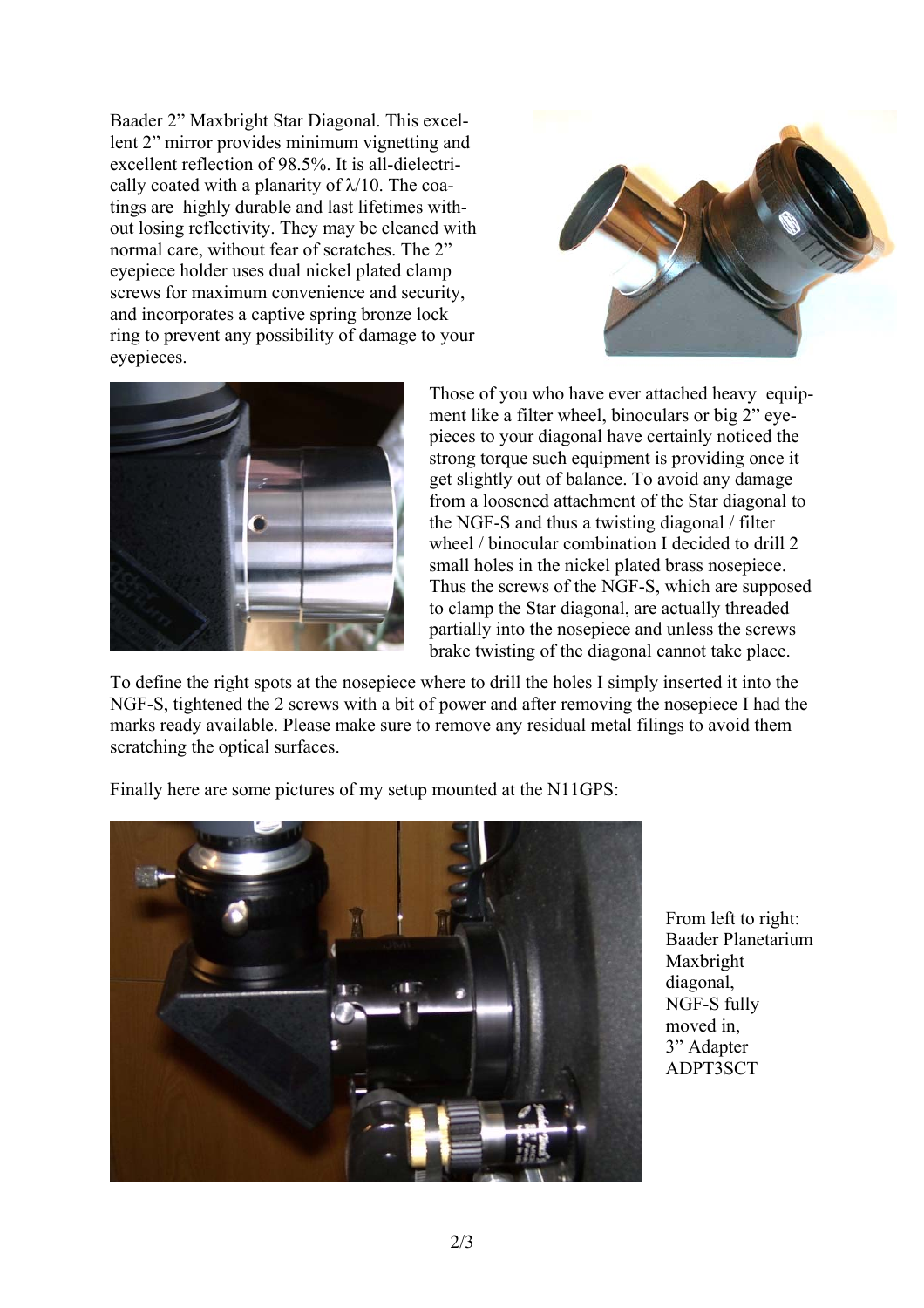Baader 2" Maxbright Star Diagonal. This excellent 2" mirror provides minimum vignetting and excellent reflection of 98.5%. It is all-dielectrically coated with a planarity of $\lambda/10$. The coatings are highly durable and last lifetimes without losing reflectivity. They may be cleaned with normal care, without fear of scratches. The 2" eyepiece holder uses dual nickel plated clamp screws for maximum convenience and security, and incorporates a captive spring bronze lock ring to prevent any possibility of damage to your eyepieces.

Those of you who have ever attached heavy equipment like a filter wheel, binoculars or big 2" eyepieces to your diagonal have certainly noticed the strong torque such equipment is providing once it get slightly out of balance. To avoid any damage from a loosened attachment of the Star diagonal to the NGF-S and thus a twisting diagonal / filter wheel / binocular combination I decided to drill 2 small holes in the nickel plated brass nosepiece. Thus the screws of the NGF-S, which are supposed to clamp the Star diagonal, are actually threaded partially into the nosepiece and unless the screws brake twisting of the diagonal cannot take place.

To define the right spots at the nosepiece where to drill the holes I simply inserted it into the NGF-S, tightened the 2 screws with a bit of power and after removing the nosepiece I had the marks ready available. Please make sure to remove any residual metal filings to avoid them scratching the optical surfaces.

Finally here are some pictures of my setup mounted at the N11GPS:

From left to right:
Baader Planetarium Maxbright diagonal,
NGF-S fully moved in,
3" Adapter ADPT3SCT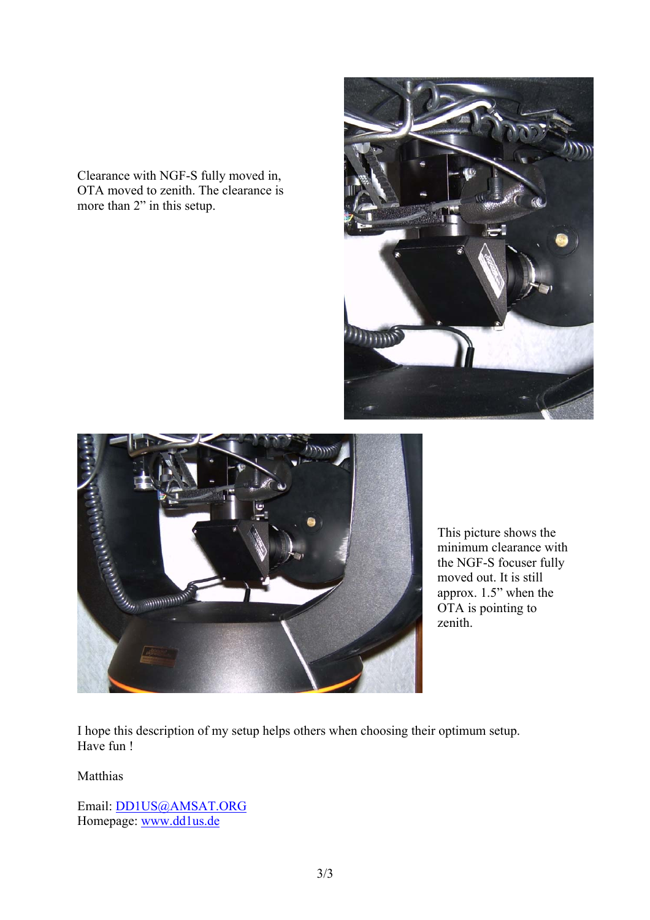Clearance with NGF-S fully moved in, OTA moved to zenith. The clearance is more than 2” in this setup.

This picture shows the minimum clearance with the NGF-S focuser fully moved out. It is still approx. 1.5” when the OTA is pointing to zenith.

I hope this description of my setup helps others when choosing their optimum setup.
Have fun !

Matthias

Email: DD1US@AMSAT.ORG
Homepage: www.dd1us.de